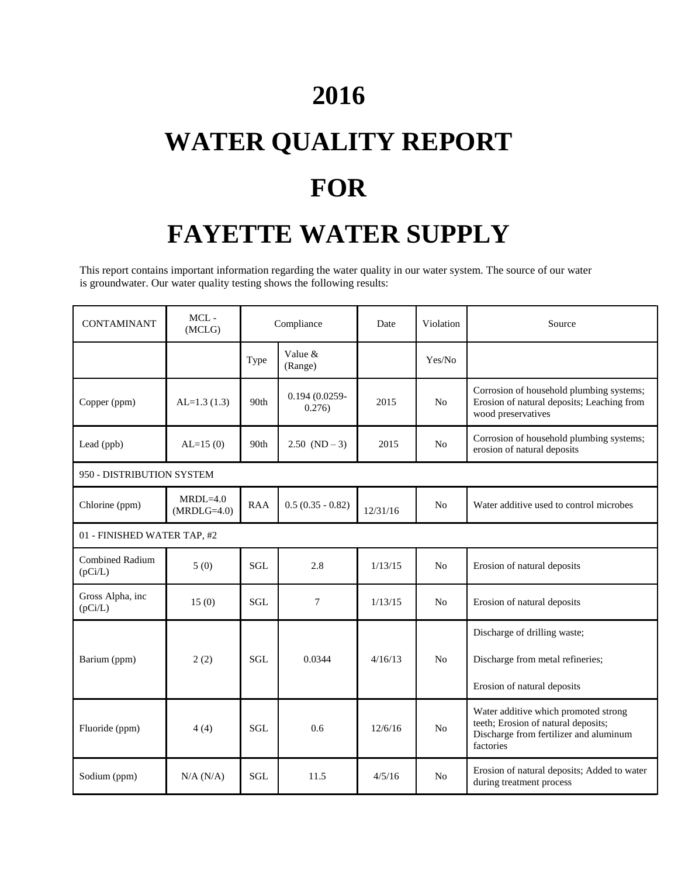// Parse output as: 7 columns — Contaminant | MCL-(MCLG) | Type | Value & (Range) | Date | Violation | Source.

# 2016

# WATER QUALITY REPORT

# FOR

# FAYETTE WATER SUPPLY

This report contains important information regarding the water quality in our water system. The source of our water is groundwater. Our water quality testing shows the following results:

| CONTAMINANT | MCL - (MCLG) | Compliance | | Date | Violation | Source |
|---|---|---|---|---|---|---|
| | | Type | Value & (Range) | | Yes/No | |
| Copper (ppm) | AL=1.3 (1.3) | 90th | 0.194 (0.0259-0.276) | 2015 | No | Corrosion of household plumbing systems; Erosion of natural deposits; Leaching from wood preservatives |
| Lead (ppb) | AL=15 (0) | 90th | 2.50 (ND – 3) | 2015 | No | Corrosion of household plumbing systems; erosion of natural deposits |
| 950 - DISTRIBUTION SYSTEM | | | | | | |
| Chlorine (ppm) | MRDL=4.0 (MRDLG=4.0) | RAA | 0.5 (0.35 - 0.82) | 12/31/16 | No | Water additive used to control microbes |
| 01 - FINISHED WATER TAP, #2 | | | | | | |
| Combined Radium (pCi/L) | 5 (0) | SGL | 2.8 | 1/13/15 | No | Erosion of natural deposits |
| Gross Alpha, inc (pCi/L) | 15 (0) | SGL | 7 | 1/13/15 | No | Erosion of natural deposits |
| Barium (ppm) | 2 (2) | SGL | 0.0344 | 4/16/13 | No | Discharge of drilling waste; Discharge from metal refineries; Erosion of natural deposits |
| Fluoride (ppm) | 4 (4) | SGL | 0.6 | 12/6/16 | No | Water additive which promoted strong teeth; Erosion of natural deposits; Discharge from fertilizer and aluminum factories |
| Sodium (ppm) | N/A (N/A) | SGL | 11.5 | 4/5/16 | No | Erosion of natural deposits; Added to water during treatment process |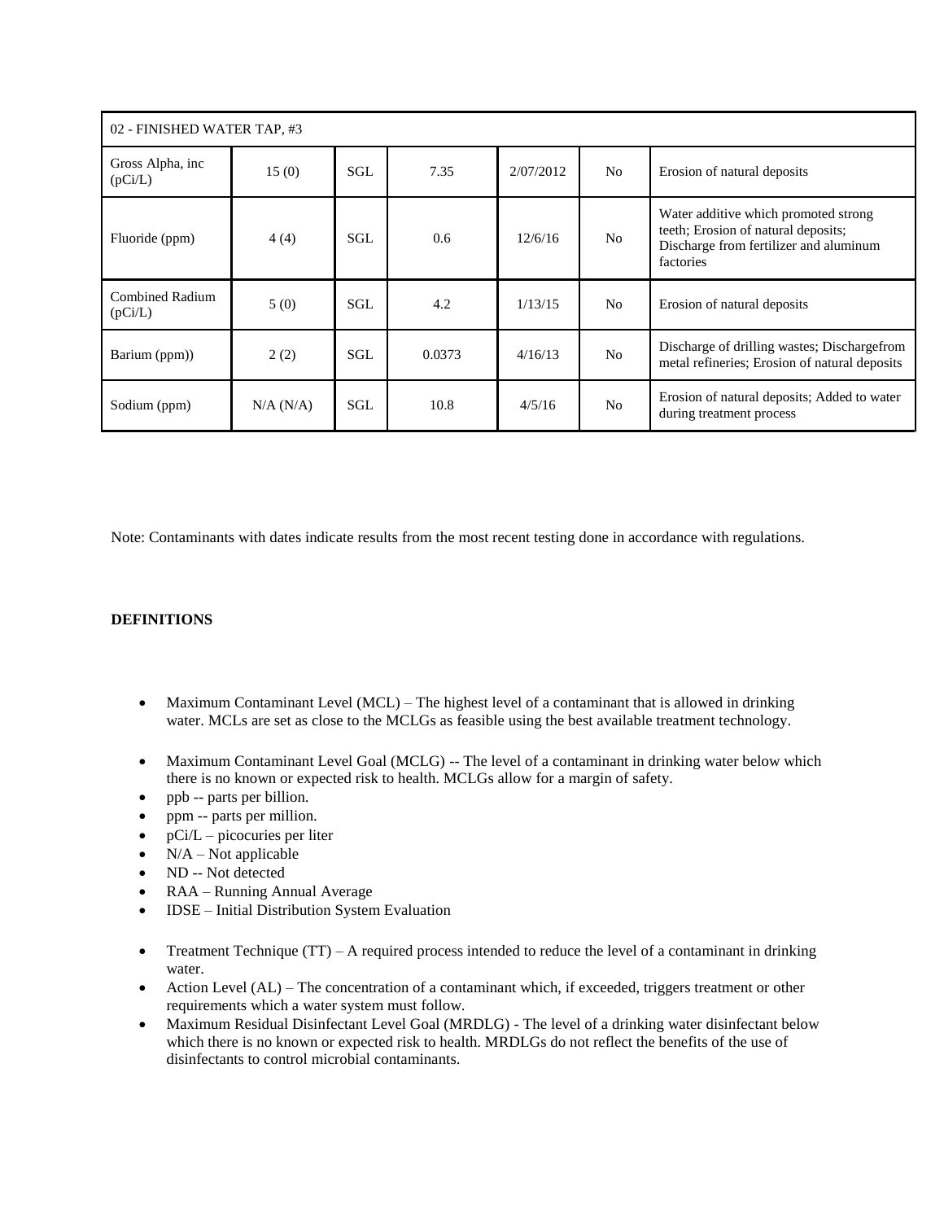| 02 - FINISHED WATER TAP, #3 | | | | | | |
|---|---|---|---|---|---|---|
| Gross Alpha, inc (pCi/L) | 15 (0) | SGL | 7.35 | 2/07/2012 | No | Erosion of natural deposits |
| Fluoride (ppm) | 4 (4) | SGL | 0.6 | 12/6/16 | No | Water additive which promoted strong teeth; Erosion of natural deposits; Discharge from fertilizer and aluminum factories |
| Combined Radium (pCi/L) | 5 (0) | SGL | 4.2 | 1/13/15 | No | Erosion of natural deposits |
| Barium (ppm)) | 2 (2) | SGL | 0.0373 | 4/16/13 | No | Discharge of drilling wastes; Dischargefrom metal refineries; Erosion of natural deposits |
| Sodium (ppm) | N/A (N/A) | SGL | 10.8 | 4/5/16 | No | Erosion of natural deposits; Added to water during treatment process |

Note: Contaminants with dates indicate results from the most recent testing done in accordance with regulations.

**DEFINITIONS**

- Maximum Contaminant Level (MCL) – The highest level of a contaminant that is allowed in drinking water. MCLs are set as close to the MCLGs as feasible using the best available treatment technology.
- Maximum Contaminant Level Goal (MCLG) -- The level of a contaminant in drinking water below which there is no known or expected risk to health. MCLGs allow for a margin of safety.
- ppb -- parts per billion.
- ppm -- parts per million.
- pCi/L – picocuries per liter
- N/A – Not applicable
- ND -- Not detected
- RAA – Running Annual Average
- IDSE – Initial Distribution System Evaluation
- Treatment Technique (TT) – A required process intended to reduce the level of a contaminant in drinking water.
- Action Level (AL) – The concentration of a contaminant which, if exceeded, triggers treatment or other requirements which a water system must follow.
- Maximum Residual Disinfectant Level Goal (MRDLG) - The level of a drinking water disinfectant below which there is no known or expected risk to health. MRDLGs do not reflect the benefits of the use of disinfectants to control microbial contaminants.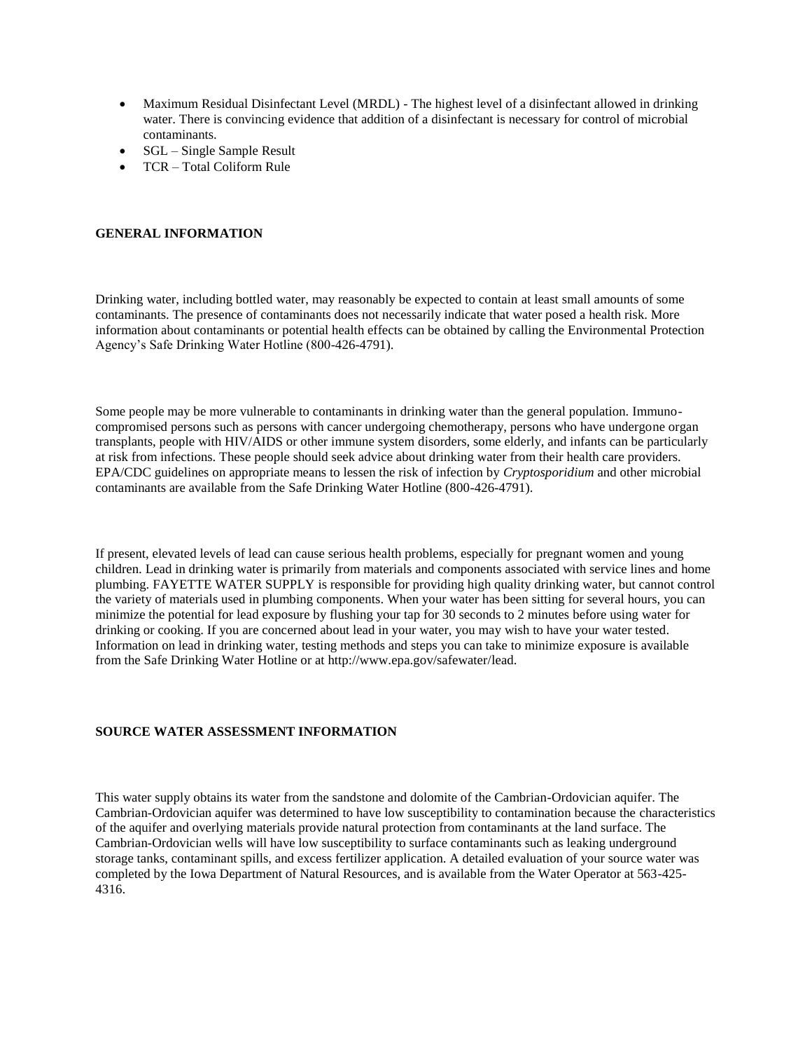- Maximum Residual Disinfectant Level (MRDL) - The highest level of a disinfectant allowed in drinking water. There is convincing evidence that addition of a disinfectant is necessary for control of microbial contaminants.
- SGL – Single Sample Result
- TCR – Total Coliform Rule

**GENERAL INFORMATION**

Drinking water, including bottled water, may reasonably be expected to contain at least small amounts of some contaminants. The presence of contaminants does not necessarily indicate that water posed a health risk. More information about contaminants or potential health effects can be obtained by calling the Environmental Protection Agency's Safe Drinking Water Hotline (800-426-4791).

Some people may be more vulnerable to contaminants in drinking water than the general population. Immuno-compromised persons such as persons with cancer undergoing chemotherapy, persons who have undergone organ transplants, people with HIV/AIDS or other immune system disorders, some elderly, and infants can be particularly at risk from infections. These people should seek advice about drinking water from their health care providers. EPA/CDC guidelines on appropriate means to lessen the risk of infection by *Cryptosporidium* and other microbial contaminants are available from the Safe Drinking Water Hotline (800-426-4791).

If present, elevated levels of lead can cause serious health problems, especially for pregnant women and young children. Lead in drinking water is primarily from materials and components associated with service lines and home plumbing. FAYETTE WATER SUPPLY is responsible for providing high quality drinking water, but cannot control the variety of materials used in plumbing components. When your water has been sitting for several hours, you can minimize the potential for lead exposure by flushing your tap for 30 seconds to 2 minutes before using water for drinking or cooking. If you are concerned about lead in your water, you may wish to have your water tested. Information on lead in drinking water, testing methods and steps you can take to minimize exposure is available from the Safe Drinking Water Hotline or at http://www.epa.gov/safewater/lead.

**SOURCE WATER ASSESSMENT INFORMATION**

This water supply obtains its water from the sandstone and dolomite of the Cambrian-Ordovician aquifer. The Cambrian-Ordovician aquifer was determined to have low susceptibility to contamination because the characteristics of the aquifer and overlying materials provide natural protection from contaminants at the land surface. The Cambrian-Ordovician wells will have low susceptibility to surface contaminants such as leaking underground storage tanks, contaminant spills, and excess fertilizer application. A detailed evaluation of your source water was completed by the Iowa Department of Natural Resources, and is available from the Water Operator at 563-425-4316.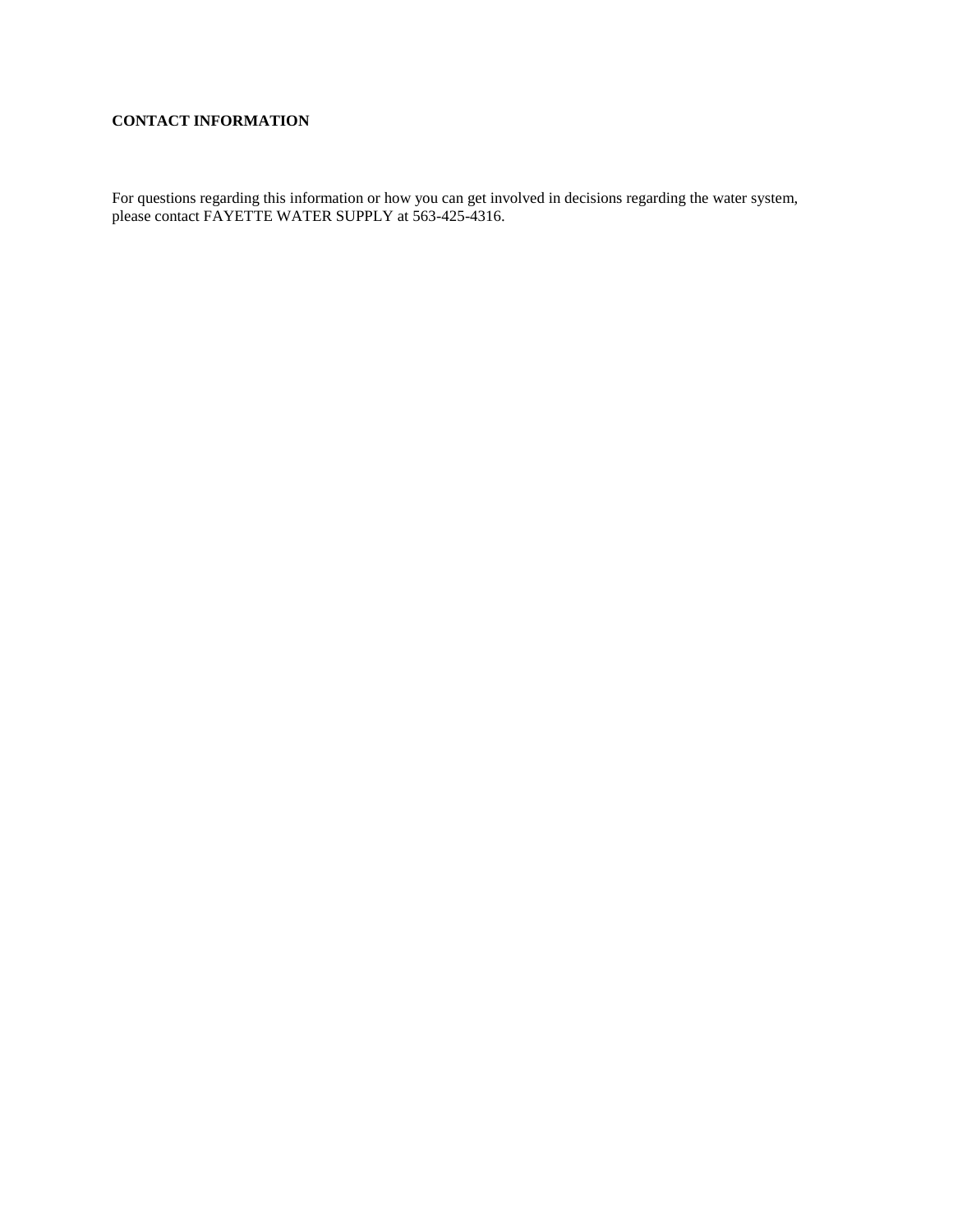**CONTACT INFORMATION**

For questions regarding this information or how you can get involved in decisions regarding the water system, please contact FAYETTE WATER SUPPLY at 563-425-4316.